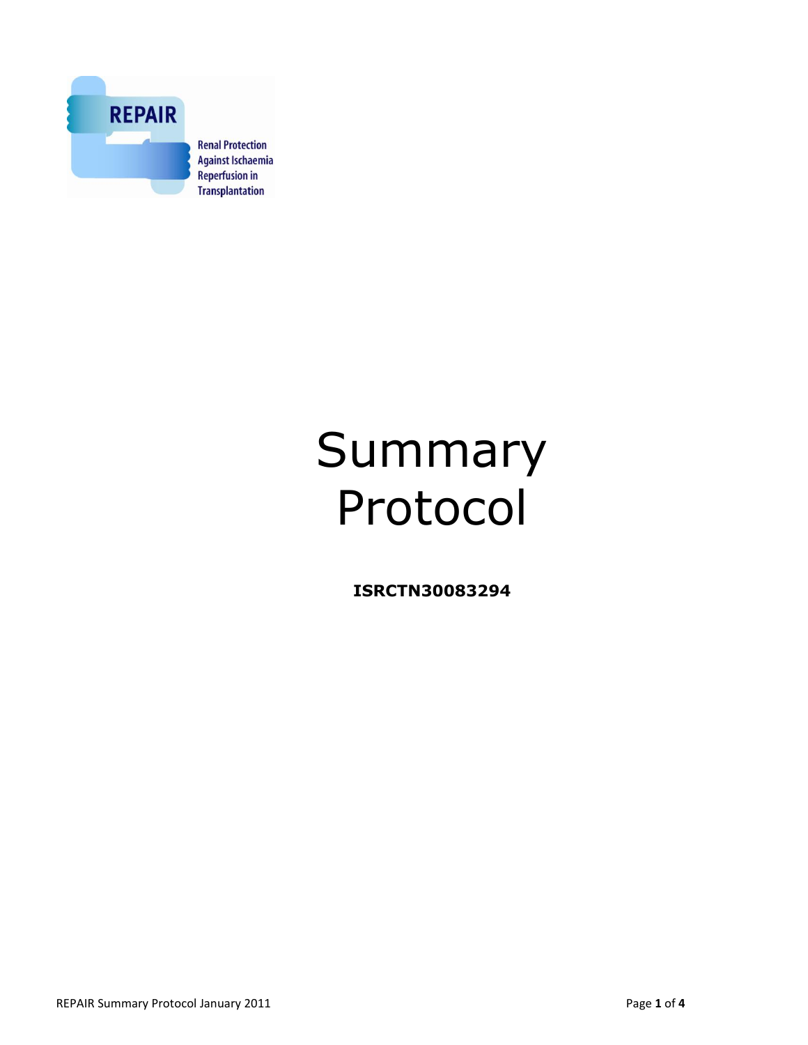REPAIR

Renal Protection Against Ischaemia Reperfusion in Transplantation

# Summary Protocol

**ISRCTN30083294**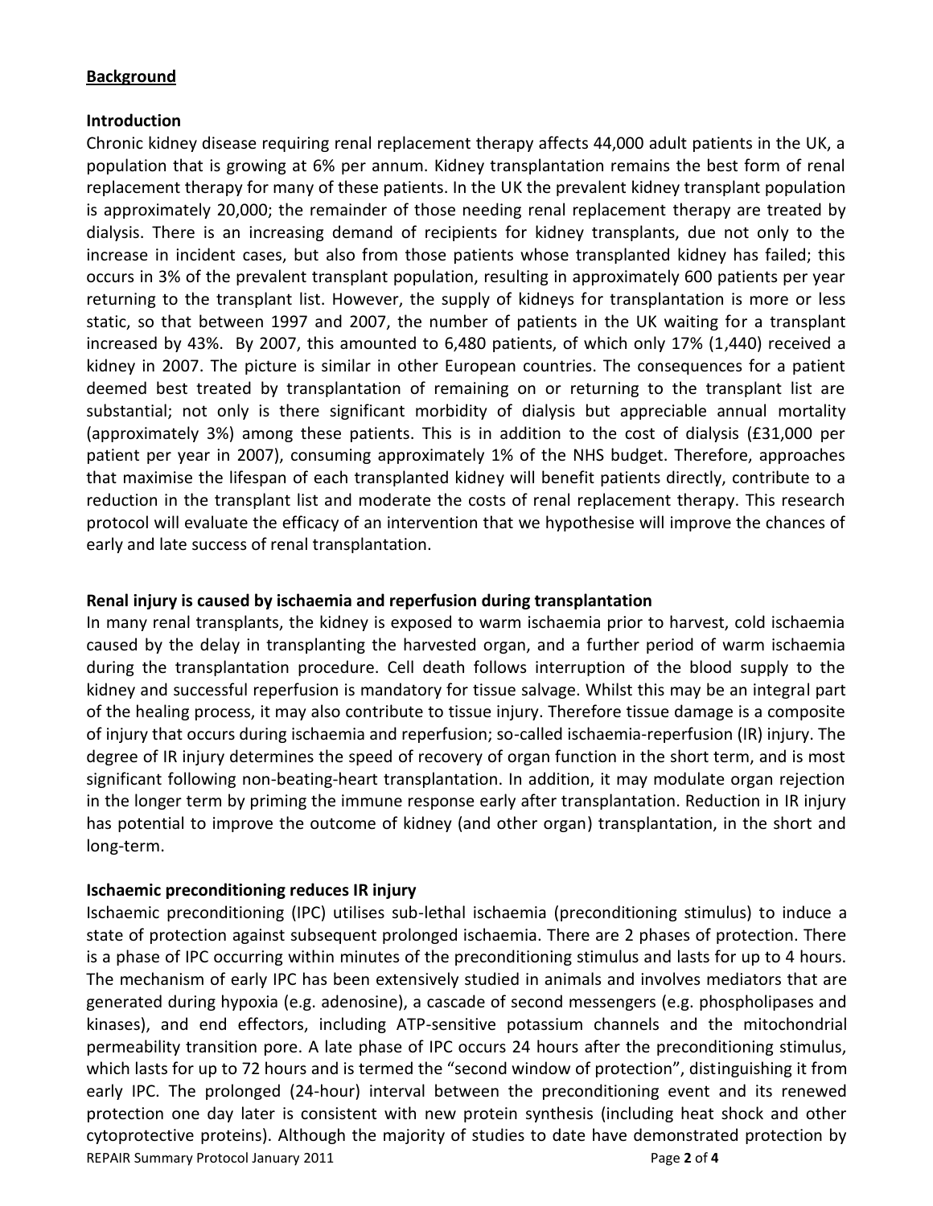**Background**

**Introduction**

Chronic kidney disease requiring renal replacement therapy affects 44,000 adult patients in the UK, a population that is growing at 6% per annum. Kidney transplantation remains the best form of renal replacement therapy for many of these patients. In the UK the prevalent kidney transplant population is approximately 20,000; the remainder of those needing renal replacement therapy are treated by dialysis. There is an increasing demand of recipients for kidney transplants, due not only to the increase in incident cases, but also from those patients whose transplanted kidney has failed; this occurs in 3% of the prevalent transplant population, resulting in approximately 600 patients per year returning to the transplant list. However, the supply of kidneys for transplantation is more or less static, so that between 1997 and 2007, the number of patients in the UK waiting for a transplant increased by 43%. By 2007, this amounted to 6,480 patients, of which only 17% (1,440) received a kidney in 2007. The picture is similar in other European countries. The consequences for a patient deemed best treated by transplantation of remaining on or returning to the transplant list are substantial; not only is there significant morbidity of dialysis but appreciable annual mortality (approximately 3%) among these patients. This is in addition to the cost of dialysis (£31,000 per patient per year in 2007), consuming approximately 1% of the NHS budget. Therefore, approaches that maximise the lifespan of each transplanted kidney will benefit patients directly, contribute to a reduction in the transplant list and moderate the costs of renal replacement therapy. This research protocol will evaluate the efficacy of an intervention that we hypothesise will improve the chances of early and late success of renal transplantation.

**Renal injury is caused by ischaemia and reperfusion during transplantation**

In many renal transplants, the kidney is exposed to warm ischaemia prior to harvest, cold ischaemia caused by the delay in transplanting the harvested organ, and a further period of warm ischaemia during the transplantation procedure. Cell death follows interruption of the blood supply to the kidney and successful reperfusion is mandatory for tissue salvage. Whilst this may be an integral part of the healing process, it may also contribute to tissue injury. Therefore tissue damage is a composite of injury that occurs during ischaemia and reperfusion; so-called ischaemia-reperfusion (IR) injury. The degree of IR injury determines the speed of recovery of organ function in the short term, and is most significant following non-beating-heart transplantation. In addition, it may modulate organ rejection in the longer term by priming the immune response early after transplantation. Reduction in IR injury has potential to improve the outcome of kidney (and other organ) transplantation, in the short and long-term.

**Ischaemic preconditioning reduces IR injury**

Ischaemic preconditioning (IPC) utilises sub-lethal ischaemia (preconditioning stimulus) to induce a state of protection against subsequent prolonged ischaemia. There are 2 phases of protection. There is a phase of IPC occurring within minutes of the preconditioning stimulus and lasts for up to 4 hours. The mechanism of early IPC has been extensively studied in animals and involves mediators that are generated during hypoxia (e.g. adenosine), a cascade of second messengers (e.g. phospholipases and kinases), and end effectors, including ATP-sensitive potassium channels and the mitochondrial permeability transition pore. A late phase of IPC occurs 24 hours after the preconditioning stimulus, which lasts for up to 72 hours and is termed the "second window of protection", distinguishing it from early IPC. The prolonged (24-hour) interval between the preconditioning event and its renewed protection one day later is consistent with new protein synthesis (including heat shock and other cytoprotective proteins). Although the majority of studies to date have demonstrated protection by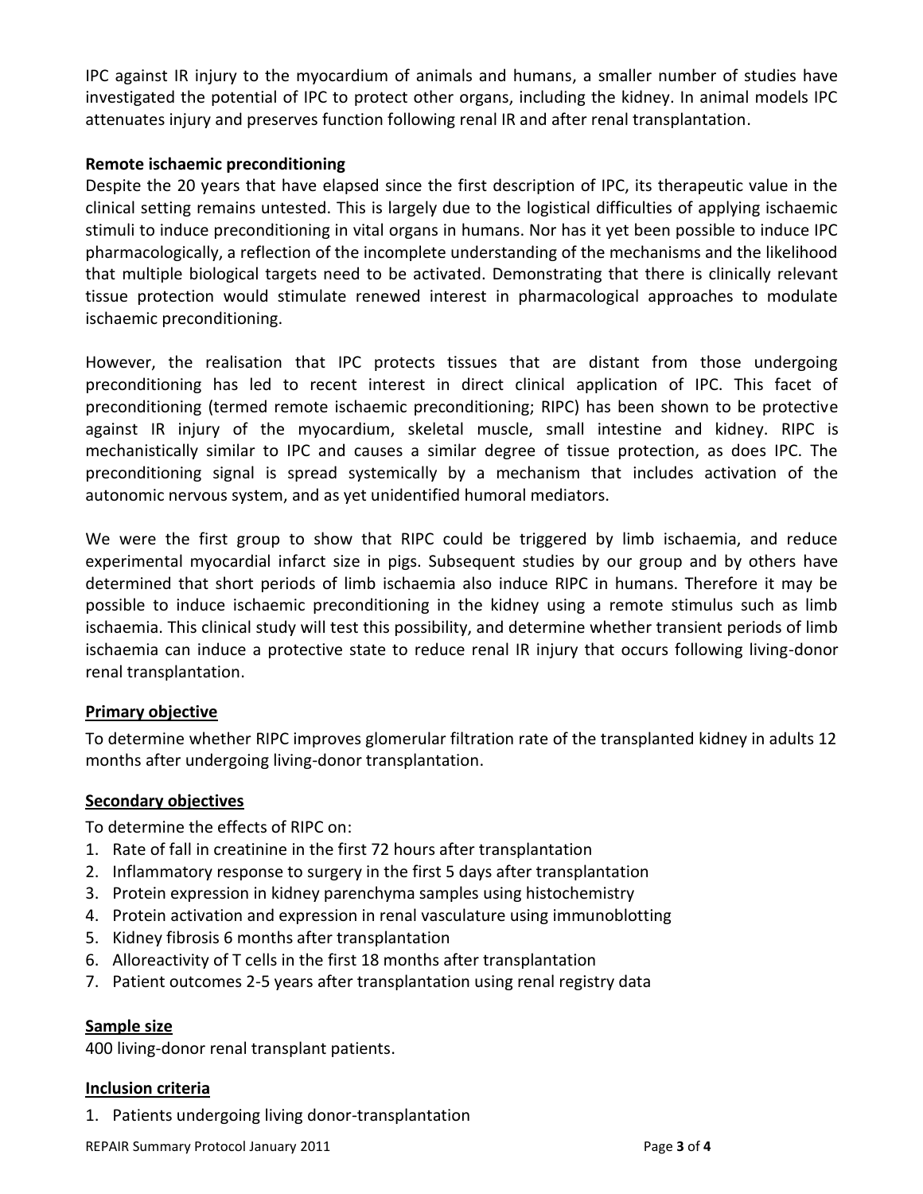IPC against IR injury to the myocardium of animals and humans, a smaller number of studies have investigated the potential of IPC to protect other organs, including the kidney. In animal models IPC attenuates injury and preserves function following renal IR and after renal transplantation.

**Remote ischaemic preconditioning**

Despite the 20 years that have elapsed since the first description of IPC, its therapeutic value in the clinical setting remains untested. This is largely due to the logistical difficulties of applying ischaemic stimuli to induce preconditioning in vital organs in humans. Nor has it yet been possible to induce IPC pharmacologically, a reflection of the incomplete understanding of the mechanisms and the likelihood that multiple biological targets need to be activated. Demonstrating that there is clinically relevant tissue protection would stimulate renewed interest in pharmacological approaches to modulate ischaemic preconditioning.

However, the realisation that IPC protects tissues that are distant from those undergoing preconditioning has led to recent interest in direct clinical application of IPC. This facet of preconditioning (termed remote ischaemic preconditioning; RIPC) has been shown to be protective against IR injury of the myocardium, skeletal muscle, small intestine and kidney. RIPC is mechanistically similar to IPC and causes a similar degree of tissue protection, as does IPC. The preconditioning signal is spread systemically by a mechanism that includes activation of the autonomic nervous system, and as yet unidentified humoral mediators.

We were the first group to show that RIPC could be triggered by limb ischaemia, and reduce experimental myocardial infarct size in pigs. Subsequent studies by our group and by others have determined that short periods of limb ischaemia also induce RIPC in humans. Therefore it may be possible to induce ischaemic preconditioning in the kidney using a remote stimulus such as limb ischaemia. This clinical study will test this possibility, and determine whether transient periods of limb ischaemia can induce a protective state to reduce renal IR injury that occurs following living-donor renal transplantation.

## Primary objective

To determine whether RIPC improves glomerular filtration rate of the transplanted kidney in adults 12 months after undergoing living-donor transplantation.

## Secondary objectives

To determine the effects of RIPC on:

1. Rate of fall in creatinine in the first 72 hours after transplantation
2. Inflammatory response to surgery in the first 5 days after transplantation
3. Protein expression in kidney parenchyma samples using histochemistry
4. Protein activation and expression in renal vasculature using immunoblotting
5. Kidney fibrosis 6 months after transplantation
6. Alloreactivity of T cells in the first 18 months after transplantation
7. Patient outcomes 2-5 years after transplantation using renal registry data

## Sample size

400 living-donor renal transplant patients.

## Inclusion criteria

1. Patients undergoing living donor-transplantation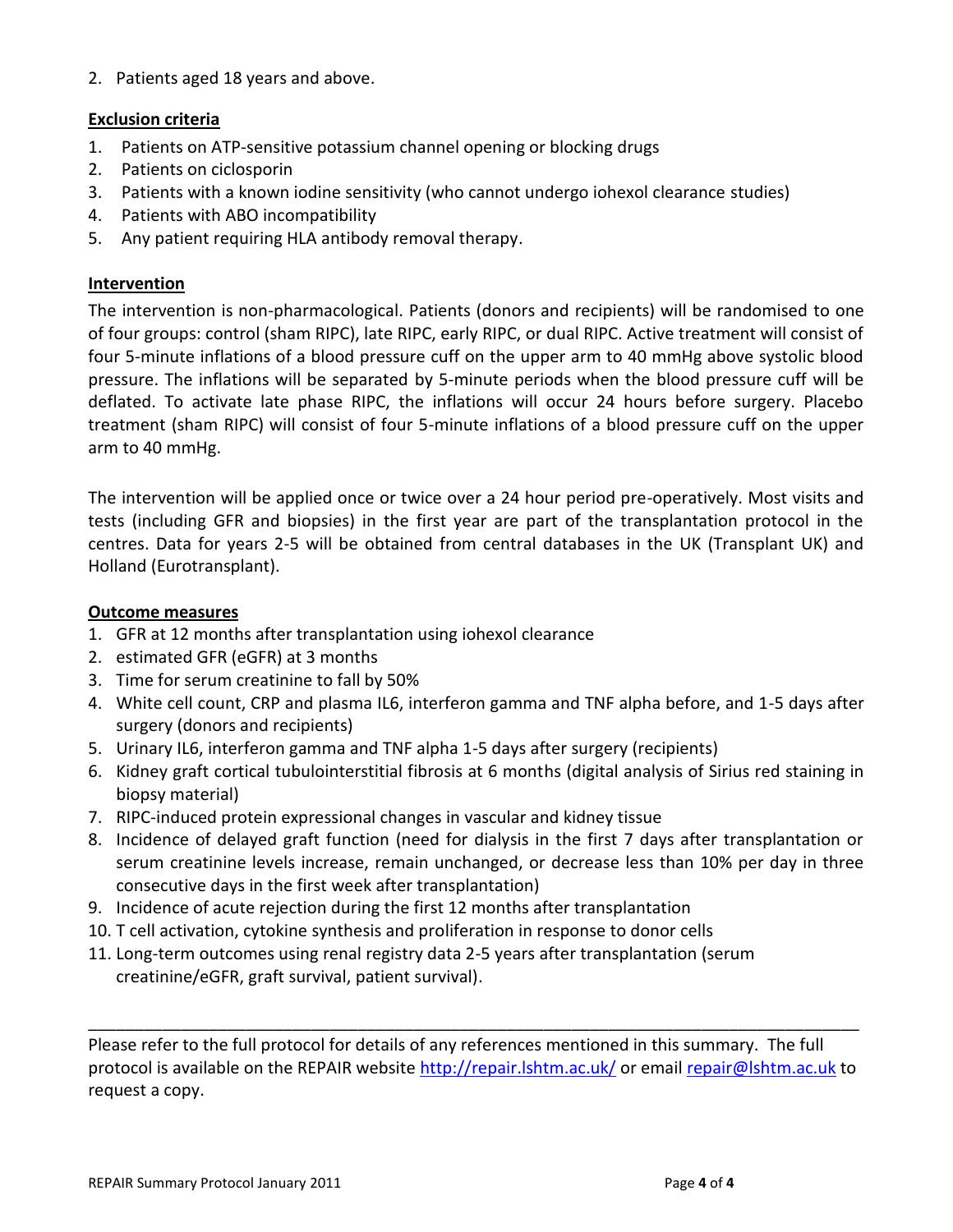2. Patients aged 18 years and above.

**Exclusion criteria**

1. Patients on ATP-sensitive potassium channel opening or blocking drugs
2. Patients on ciclosporin
3. Patients with a known iodine sensitivity (who cannot undergo iohexol clearance studies)
4. Patients with ABO incompatibility
5. Any patient requiring HLA antibody removal therapy.

**Intervention**

The intervention is non-pharmacological. Patients (donors and recipients) will be randomised to one of four groups: control (sham RIPC), late RIPC, early RIPC, or dual RIPC. Active treatment will consist of four 5-minute inflations of a blood pressure cuff on the upper arm to 40 mmHg above systolic blood pressure. The inflations will be separated by 5-minute periods when the blood pressure cuff will be deflated. To activate late phase RIPC, the inflations will occur 24 hours before surgery. Placebo treatment (sham RIPC) will consist of four 5-minute inflations of a blood pressure cuff on the upper arm to 40 mmHg.

The intervention will be applied once or twice over a 24 hour period pre-operatively. Most visits and tests (including GFR and biopsies) in the first year are part of the transplantation protocol in the centres. Data for years 2-5 will be obtained from central databases in the UK (Transplant UK) and Holland (Eurotransplant).

**Outcome measures**

1. GFR at 12 months after transplantation using iohexol clearance
2. estimated GFR (eGFR) at 3 months
3. Time for serum creatinine to fall by 50%
4. White cell count, CRP and plasma IL6, interferon gamma and TNF alpha before, and 1-5 days after surgery (donors and recipients)
5. Urinary IL6, interferon gamma and TNF alpha 1-5 days after surgery (recipients)
6. Kidney graft cortical tubulointerstitial fibrosis at 6 months (digital analysis of Sirius red staining in biopsy material)
7. RIPC-induced protein expressional changes in vascular and kidney tissue
8. Incidence of delayed graft function (need for dialysis in the first 7 days after transplantation or serum creatinine levels increase, remain unchanged, or decrease less than 10% per day in three consecutive days in the first week after transplantation)
9. Incidence of acute rejection during the first 12 months after transplantation
10. T cell activation, cytokine synthesis and proliferation in response to donor cells
11. Long-term outcomes using renal registry data 2-5 years after transplantation (serum creatinine/eGFR, graft survival, patient survival).

---

Please refer to the full protocol for details of any references mentioned in this summary. The full protocol is available on the REPAIR website http://repair.lshtm.ac.uk/ or email repair@lshtm.ac.uk to request a copy.